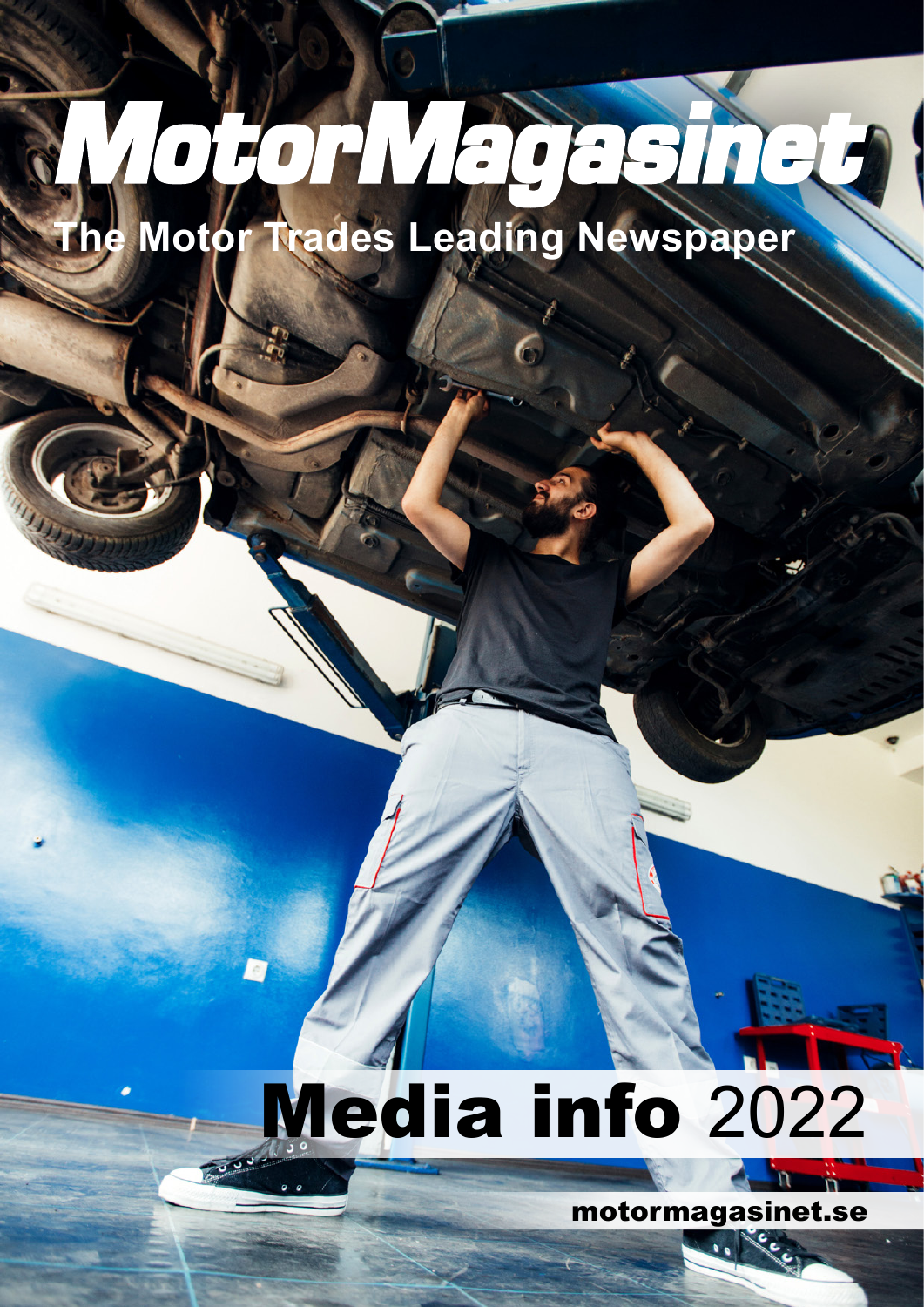# MotorMagasinet

**The Motor Trades Leading Newspaper**

# Media info 2022

**motormagasinet.se**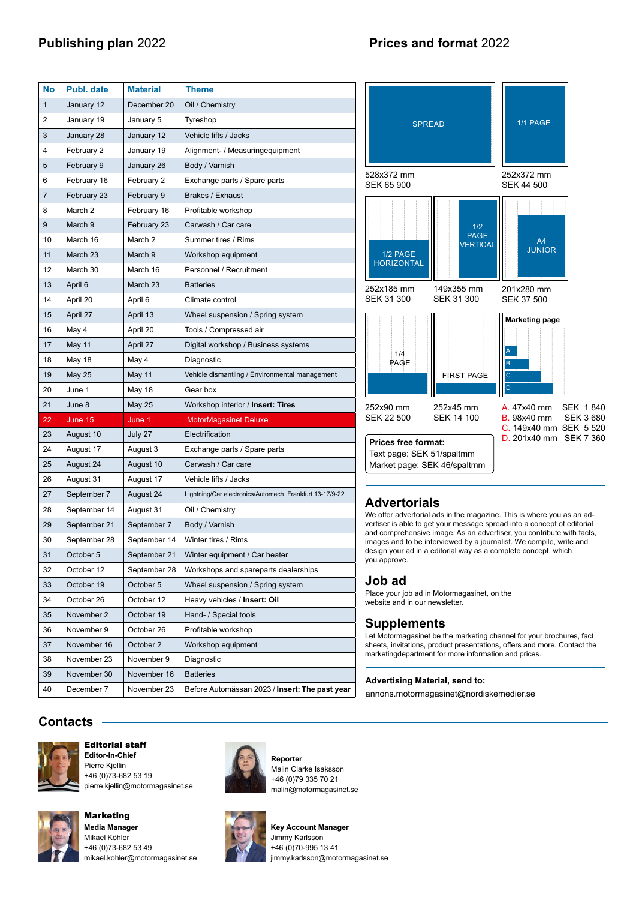## Publishing plan 2022

| No | Publ. date | Material | Theme |
|---|---|---|---|
| 1 | January 12 | December 20 | Oil / Chemistry |
| 2 | January 19 | January 5 | Tyreshop |
| 3 | January 28 | January 12 | Vehicle lifts / Jacks |
| 4 | February 2 | January 19 | Alignment- / Measuringequipment |
| 5 | February 9 | January 26 | Body / Varnish |
| 6 | February 16 | February 2 | Exchange parts / Spare parts |
| 7 | February 23 | February 9 | Brakes / Exhaust |
| 8 | March 2 | February 16 | Profitable workshop |
| 9 | March 9 | February 23 | Carwash / Car care |
| 10 | March 16 | March 2 | Summer tires / Rims |
| 11 | March 23 | March 9 | Workshop equipment |
| 12 | March 30 | March 16 | Personnel / Recruitment |
| 13 | April 6 | March 23 | Batteries |
| 14 | April 20 | April 6 | Climate control |
| 15 | April 27 | April 13 | Wheel suspension / Spring system |
| 16 | May 4 | April 20 | Tools / Compressed air |
| 17 | May 11 | April 27 | Digital workshop / Business systems |
| 18 | May 18 | May 4 | Diagnostic |
| 19 | May 25 | May 11 | Vehicle dismantling / Environmental management |
| 20 | June 1 | May 18 | Gear box |
| 21 | June 8 | May 25 | Workshop interior / **Insert: Tires** |
| 22 | June 15 | June 1 | MotorMagasinet Deluxe |
| 23 | August 10 | July 27 | Electrification |
| 24 | August 17 | August 3 | Exchange parts / Spare parts |
| 25 | August 24 | August 10 | Carwash / Car care |
| 26 | August 31 | August 17 | Vehicle lifts / Jacks |
| 27 | September 7 | August 24 | Lightning/Car electronics/Automech. Frankfurt 13-17/9-22 |
| 28 | September 14 | August 31 | Oil / Chemistry |
| 29 | September 21 | September 7 | Body / Varnish |
| 30 | September 28 | September 14 | Winter tires / Rims |
| 31 | October 5 | September 21 | Winter equipment / Car heater |
| 32 | October 12 | September 28 | Workshops and spareparts dealerships |
| 33 | October 19 | October 5 | Wheel suspension / Spring system |
| 34 | October 26 | October 12 | Heavy vehicles / **Insert: Oil** |
| 35 | November 2 | October 19 | Hand- / Special tools |
| 36 | November 9 | October 26 | Profitable workshop |
| 37 | November 16 | October 2 | Workshop equipment |
| 38 | November 23 | November 9 | Diagnostic |
| 39 | November 30 | November 16 | Batteries |
| 40 | December 7 | November 23 | Before Automässan 2023 / **Insert: The past year** |

## Prices and format 2022

| Format | Size | Price |
|---|---|---|
| SPREAD | 528x372 mm | SEK 65 900 |
| 1/1 PAGE | 252x372 mm | SEK 44 500 |
| 1/2 PAGE HORIZONTAL | 252x185 mm | SEK 31 300 |
| 1/2 PAGE VERTICAL | 149x355 mm | SEK 31 300 |
| A4 JUNIOR | 201x280 mm | SEK 37 500 |
| 1/4 PAGE | 252x90 mm | SEK 22 500 |
| FIRST PAGE | 252x45 mm | SEK 14 100 |

**Marketing page**

- A. 47x40 mm SEK 1 840
- B. 98x40 mm SEK 3 680
- C. 149x40 mm SEK 5 520
- D. 201x40 mm SEK 7 360

**Prices free format:**
Text page: SEK 51/spaltmm
Market page: SEK 46/spaltmm

## Advertorials

We offer advertorial ads in the magazine. This is where you as an advertiser is able to get your message spread into a concept of editorial and comprehensive image. As an advertiser, you contribute with facts, images and to be interviewed by a journalist. We compile, write and design your ad in a editorial way as a complete concept, which you approve.

## Job ad

Place your job ad in Motormagasinet, on the website and in our newsletter.

## Supplements

Let Motormagasinet be the marketing channel for your brochures, fact sheets, invitations, product presentations, offers and more. Contact the marketingdepartment for more information and prices.

**Advertising Material, send to:**
annons.motormagasinet@nordiskemedier.se

## Contacts

**Editorial staff**
**Editor-In-Chief**
Pierre Kjellin
+46 (0)73-682 53 19
pierre.kjellin@motormagasinet.se

**Reporter**
Malin Clarke Isaksson
+46 (0)79 335 70 21
malin@motormagasinet.se

**Marketing**
**Media Manager**
Mikael Köhler
+46 (0)73-682 53 49
mikael.kohler@motormagasinet.se

**Key Account Manager**
Jimmy Karlsson
+46 (0)70-995 13 41
jimmy.karlsson@motormagasinet.se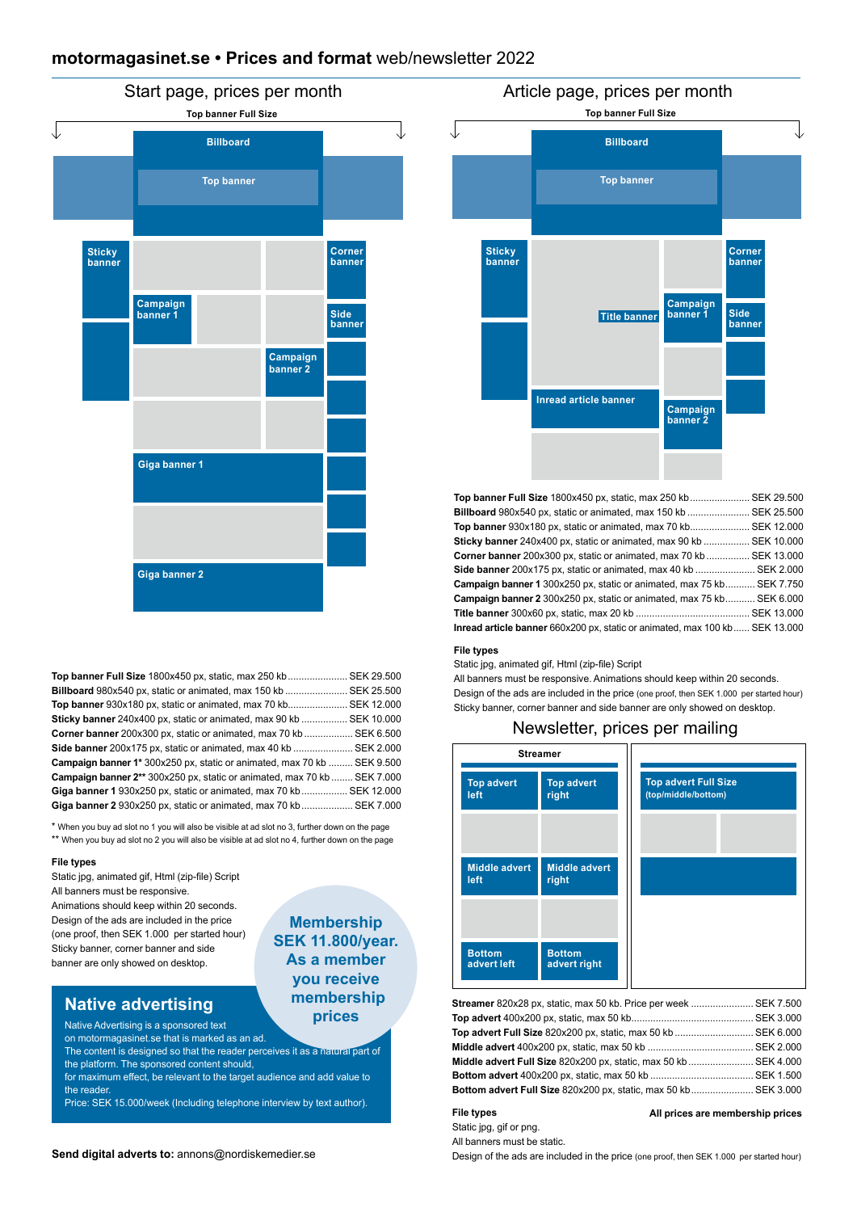# **motormagasinet.se • Prices and format** web/newsletter 2022

## Start page, prices per month

Top banner Full Size

Billboard

Top banner

Sticky banner

Corner banner

Campaign banner 1

Side banner

Campaign banner 2

Giga banner 1

Giga banner 2

| Format | Price |
|---|---|
| **Top banner Full Size** 1800x450 px, static, max 250 kb | SEK 29.500 |
| **Billboard** 980x540 px, static or animated, max 150 kb | SEK 25.500 |
| **Top banner** 930x180 px, static or animated, max 70 kb | SEK 12.000 |
| **Sticky banner** 240x400 px, static or animated, max 90 kb | SEK 10.000 |
| **Corner banner** 200x300 px, static or animated, max 70 kb | SEK 6.500 |
| **Side banner** 200x175 px, static or animated, max 40 kb | SEK 2.000 |
| **Campaign banner 1*** 300x250 px, static or animated, max 70 kb | SEK 9.500 |
| **Campaign banner 2**** 300x250 px, static or animated, max 70 kb | SEK 7.000 |
| **Giga banner 1** 930x250 px, static or animated, max 70 kb | SEK 12.000 |
| **Giga banner 2** 930x250 px, static or animated, max 70 kb | SEK 7.000 |

* When you buy ad slot no 1 you will also be visible at ad slot no 3, further down on the page
** When you buy ad slot no 2 you will also be visible at ad slot no 4, further down on the page

**File types**
Static jpg, animated gif, Html (zip-file) Script
All banners must be responsive.
Animations should keep within 20 seconds.
Design of the ads are included in the price (one proof, then SEK 1.000 per started hour)
Sticky banner, corner banner and side banner are only showed on desktop.

**Membership SEK 11.800/year. As a member you receive membership prices**

## Native advertising

Native Advertising is a sponsored text on motormagasinet.se that is marked as an ad.
The content is designed so that the reader perceives it as a natural part of the platform. The sponsored content should, for maximum effect, be relevant to the target audience and add value to the reader.
Price: SEK 15.000/week (Including telephone interview by text author).

**Send digital adverts to:** annons@nordiskemedier.se

## Article page, prices per month

Top banner Full Size

Billboard

Top banner

Sticky banner

Title banner

Campaign banner 1

Corner banner

Side banner

Inread article banner

Campaign banner 2

| Format | Price |
|---|---|
| **Top banner Full Size** 1800x450 px, static, max 250 kb | SEK 29.500 |
| **Billboard** 980x540 px, static or animated, max 150 kb | SEK 25.500 |
| **Top banner** 930x180 px, static or animated, max 70 kb | SEK 12.000 |
| **Sticky banner** 240x400 px, static or animated, max 90 kb | SEK 10.000 |
| **Corner banner** 200x300 px, static or animated, max 70 kb | SEK 13.000 |
| **Side banner** 200x175 px, static or animated, max 40 kb | SEK 2.000 |
| **Campaign banner 1** 300x250 px, static or animated, max 75 kb | SEK 7.750 |
| **Campaign banner 2** 300x250 px, static or animated, max 75 kb | SEK 6.000 |
| **Title banner** 300x60 px, static, max 20 kb | SEK 13.000 |
| **Inread article banner** 660x200 px, static or animated, max 100 kb | SEK 13.000 |

**File types**
Static jpg, animated gif, Html (zip-file) Script
All banners must be responsive. Animations should keep within 20 seconds.
Design of the ads are included in the price (one proof, then SEK 1.000 per started hour)
Sticky banner, corner banner and side banner are only showed on desktop.

## Newsletter, prices per mailing

Streamer

Top advert left | Top advert right

Top advert Full Size (top/middle/bottom)

Middle advert left | Middle advert right

Bottom advert left | Bottom advert right

| Format | Price |
|---|---|
| **Streamer** 820x28 px, static, max 50 kb. Price per week | SEK 7.500 |
| **Top advert** 400x200 px, static, max 50 kb | SEK 3.000 |
| **Top advert Full Size** 820x200 px, static, max 50 kb | SEK 6.000 |
| **Middle advert** 400x200 px, static, max 50 kb | SEK 2.000 |
| **Middle advert Full Size** 820x200 px, static, max 50 kb | SEK 4.000 |
| **Bottom advert** 400x200 px, static, max 50 kb | SEK 1.500 |
| **Bottom advert Full Size** 820x200 px, static, max 50 kb | SEK 3.000 |

**File types**
Static jpg, gif or png.
All banners must be static.
Design of the ads are included in the price (one proof, then SEK 1.000 per started hour)

**All prices are membership prices**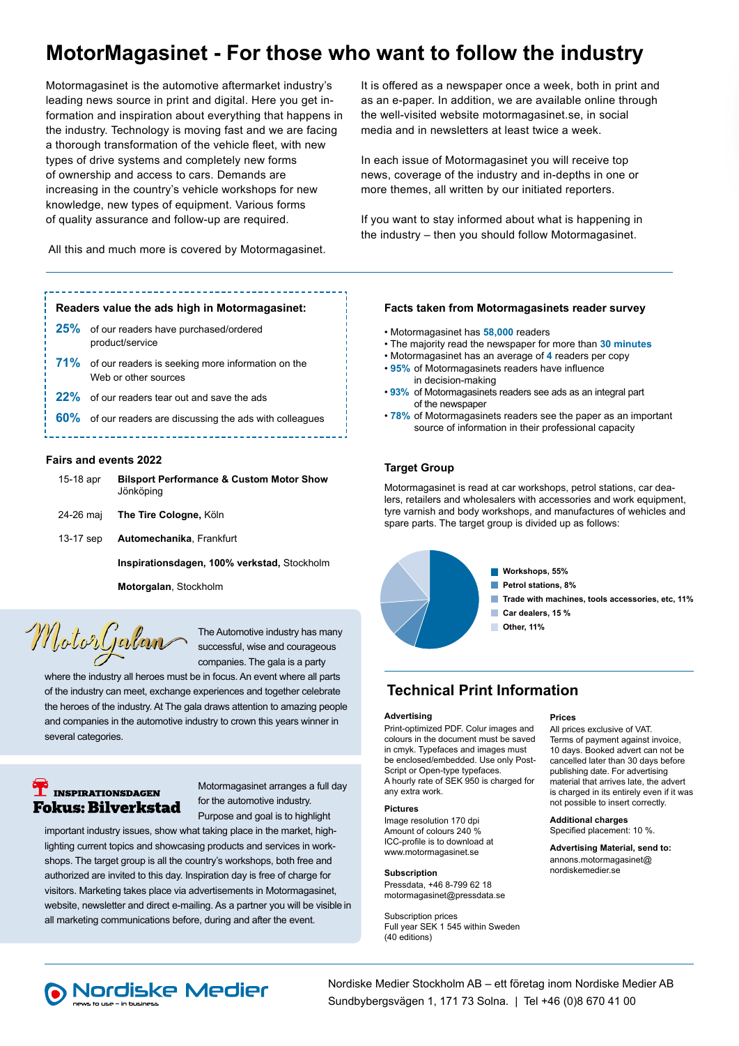# MotorMagasinet - For those who want to follow the industry

Motormagasinet is the automotive aftermarket industry's leading news source in print and digital. Here you get information and inspiration about everything that happens in the industry. Technology is moving fast and we are facing a thorough transformation of the vehicle fleet, with new types of drive systems and completely new forms of ownership and access to cars. Demands are increasing in the country's vehicle workshops for new knowledge, new types of equipment. Various forms of quality assurance and follow-up are required.

All this and much more is covered by Motormagasinet.

It is offered as a newspaper once a week, both in print and as an e-paper. In addition, we are available online through the well-visited website motormagasinet.se, in social media and in newsletters at least twice a week.

In each issue of Motormagasinet you will receive top news, coverage of the industry and in-depths in one or more themes, all written by our initiated reporters.

If you want to stay informed about what is happening in the industry – then you should follow Motormagasinet.

### Readers value the ads high in Motormagasinet:

- **25%** of our readers have purchased/ordered product/service
- **71%** of our readers is seeking more information on the Web or other sources
- **22%** of our readers tear out and save the ads
- **60%** of our readers are discussing the ads with colleagues

### Fairs and events 2022

| | |
|---|---|
| 15-18 apr | **Bilsport Performance & Custom Motor Show** Jönköping |
| 24-26 maj | **The Tire Cologne,** Köln |
| 13-17 sep | **Automechanika**, Frankfurt |
| | **Inspirationsdagen, 100% verkstad,** Stockholm |
| | **Motorgalan**, Stockholm |

MotorGalan

The Automotive industry has many successful, wise and courageous companies. The gala is a party where the industry all heroes must be in focus. An event where all parts of the industry can meet, exchange experiences and together celebrate the heroes of the industry. At The gala draws attention to amazing people and companies in the automotive industry to crown this years winner in several categories.

INSPIRATIONSDAGEN
**Fokus: Bilverkstad**

Motormagasinet arranges a full day for the automotive industry. Purpose and goal is to highlight important industry issues, show what taking place in the market, highlighting current topics and showcasing products and services in workshops. The target group is all the country's workshops, both free and authorized are invited to this day. Inspiration day is free of charge for visitors. Marketing takes place via advertisements in Motormagasinet, website, newsletter and direct e-mailing. As a partner you will be visible in all marketing communications before, during and after the event.

### Facts taken from Motormagasinets reader survey

- Motormagasinet has **58,000** readers
- The majority read the newspaper for more than **30 minutes**
- Motormagasinet has an average of **4** readers per copy
- **95%** of Motormagasinets readers have influence in decision-making
- **93%** of Motormagasinets readers see ads as an integral part of the newspaper
- **78%** of Motormagasinets readers see the paper as an important source of information in their professional capacity

### Target Group

Motormagasinet is read at car workshops, petrol stations, car dealers, retailers and wholesalers with accessories and work equipment, tyre varnish and body workshops, and manufactures of vehicles and spare parts. The target group is divided up as follows:

Workshops, 55%
Petrol stations, 8%
Trade with machines, tools accessories, etc, 11%
Car dealers, 15 %
Other, 11%

## Technical Print Information

**Advertising**
Print-optimized PDF. Color images and colours in the document must be saved in cmyk. Typefaces and images must be enclosed/embedded. Use only PostScript or Open-type typefaces.
A hourly rate of SEK 950 is charged for any extra work.

**Pictures**
Image resolution 170 dpi
Amount of colours 240 %
ICC-profile is to download at www.motormagasinet.se

**Subscription**
Pressdata, +46 8-799 62 18
motormagasinet@pressdata.se

Subscription prices
Full year SEK 1 545 within Sweden
(40 editions)

**Prices**
All prices exclusive of VAT.
Terms of payment against invoice, 10 days. Booked advert can not be cancelled later than 30 days before publishing date. For advertising material that arrives late, the advert is charged in its entirely even if it was not possible to insert correctly.

**Additional charges**
Specified placement: 10 %.

**Advertising Material, send to:**
annons.motormagasinet@nordiskemedier.se

Nordiske Medier — news to use – in business

Nordiske Medier Stockholm AB – ett företag inom Nordiske Medier AB
Sundbybergsvägen 1, 171 73 Solna. | Tel +46 (0)8 670 41 00